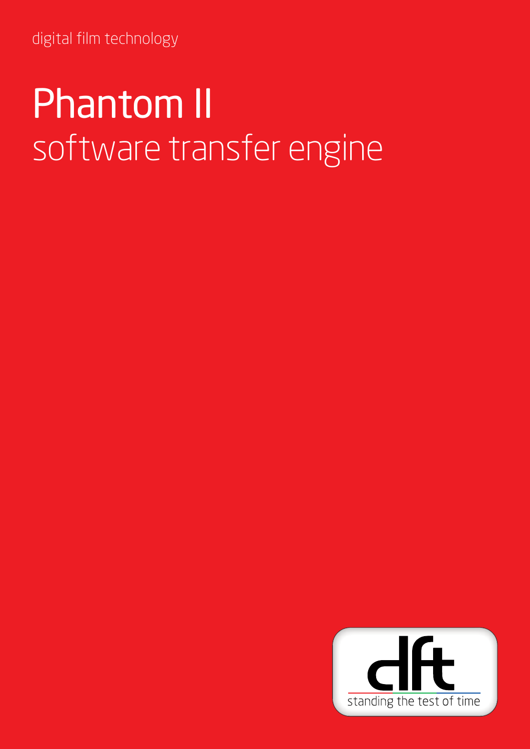digital film technology

# Phantom II

## software transfer engine

dft

standing the test of time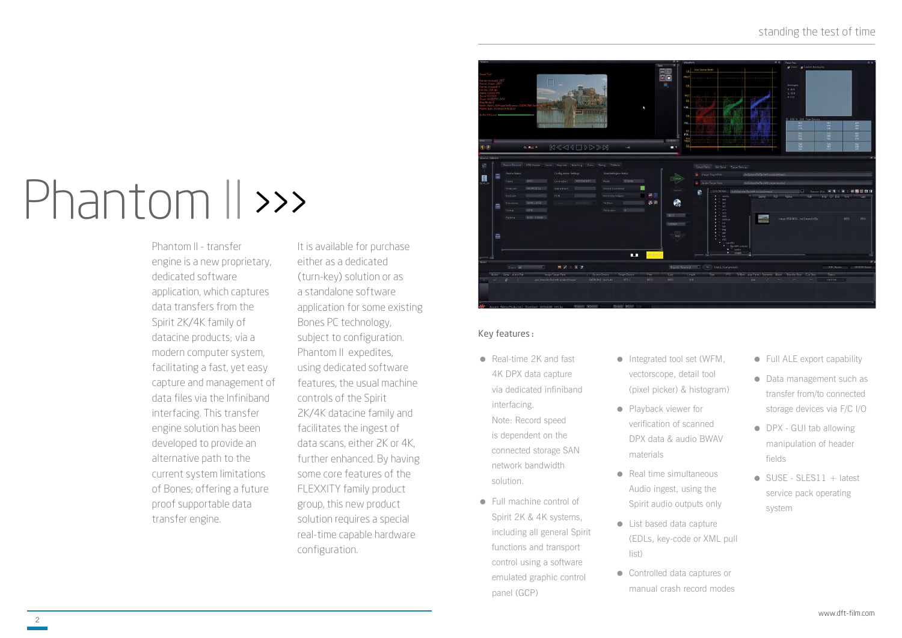# Phantom II >>>

Phantom II - transfer engine is a new proprietary, dedicated software application, which captures data transfers from the Spirit 2K/4K family of datacine products; via a modern computer system, facilitating a fast, yet easy capture and management of data files via the Infiniband interfacing. This transfer engine solution has been developed to provide an alternative path to the current system limitations of Bones; offering a future proof supportable data transfer engine.

It is available for purchase either as a dedicated (turn-key) solution or as a standalone software application for some existing Bones PC technology, subject to configuration. Phantom II expedites, using dedicated software features, the usual machine controls of the Spirit 2K/4K datacine family and facilitates the ingest of data scans, either 2K or 4K, further enhanced. By having some core features of the FLEXXITY family product group, this new product solution requires a special real-time capable hardware configuration.

Key features :

- Real-time 2K and fast 4K DPX data capture via dedicated infiniband interfacing.
  Note: Record speed is dependent on the connected storage SAN network bandwidth solution.
- Full machine control of Spirit 2K & 4K systems, including all general Spirit functions and transport control using a software emulated graphic control panel (GCP)
- Integrated tool set (WFM, vectorscope, detail tool (pixel picker) & histogram)
- Playback viewer for verification of scanned DPX data & audio BWAV materials
- Real time simultaneous Audio ingest, using the Spirit audio outputs only
- List based data capture (EDLs, key-code or XML pull list)
- Controlled data captures or manual crash record modes
- Full ALE export capability
- Data management such as transfer from/to connected storage devices via F/C I/O
- DPX - GUI tab allowing manipulation of header fields
- SUSE - SLES11 + latest service pack operating system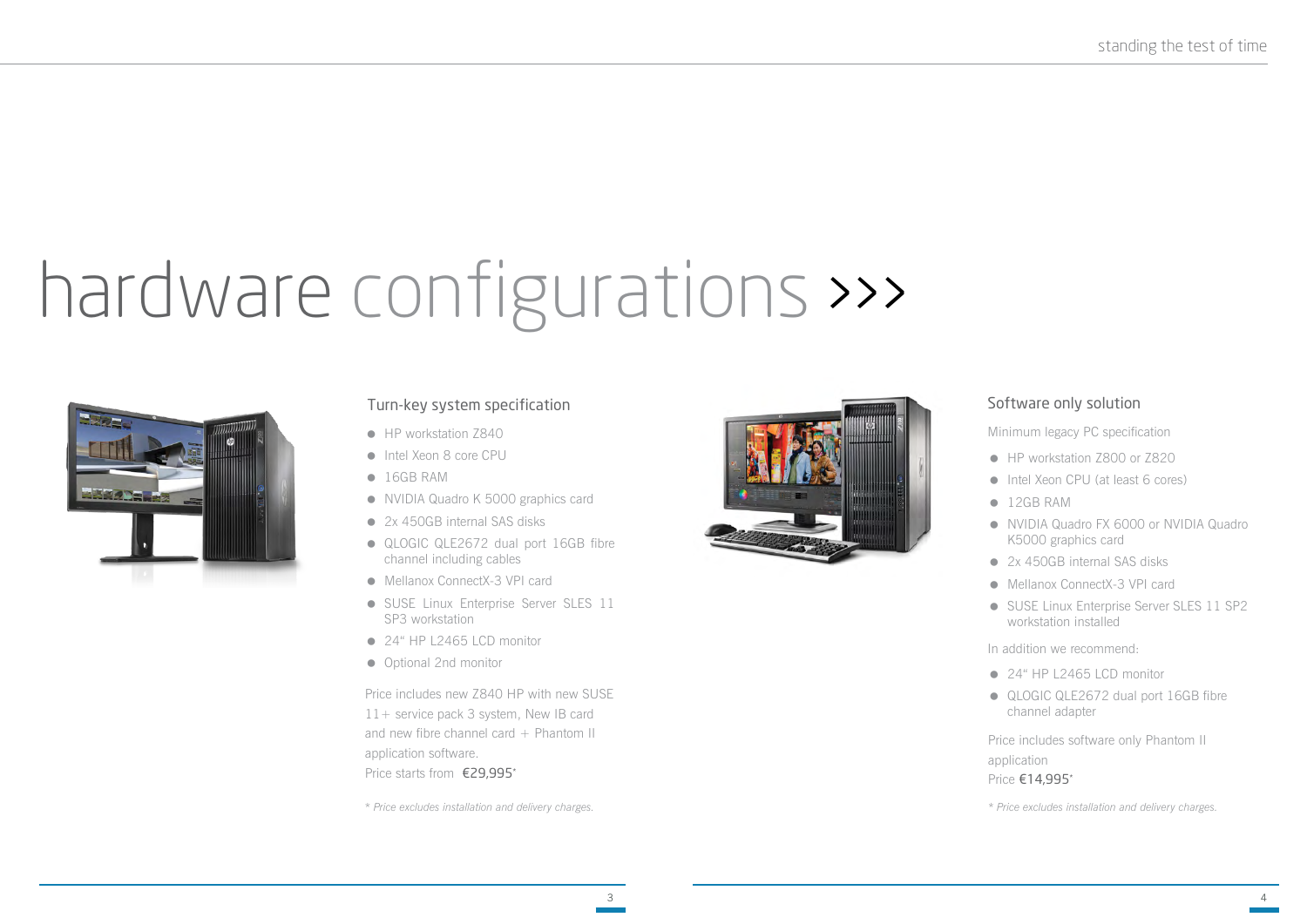# hardware configurations >>>

## Turn-key system specification

- HP workstation Z840
- Intel Xeon 8 core CPU
- 16GB RAM
- NVIDIA Quadro K 5000 graphics card
- 2x 450GB internal SAS disks
- QLOGIC QLE2672 dual port 16GB fibre channel including cables
- Mellanox ConnectX-3 VPI card
- SUSE Linux Enterprise Server SLES 11 SP3 workstation
- 24" HP L2465 LCD monitor
- Optional 2nd monitor

Price includes new Z840 HP with new SUSE 11+ service pack 3 system, New IB card and new fibre channel card + Phantom II application software.
Price starts from €29,995*

*\* Price excludes installation and delivery charges.*

## Software only solution

Minimum legacy PC specification

- HP workstation Z800 or Z820
- Intel Xeon CPU (at least 6 cores)
- 12GB RAM
- NVIDIA Quadro FX 6000 or NVIDIA Quadro K5000 graphics card
- 2x 450GB internal SAS disks
- Mellanox ConnectX-3 VPI card
- SUSE Linux Enterprise Server SLES 11 SP2 workstation installed

In addition we recommend:

- 24" HP L2465 LCD monitor
- QLOGIC QLE2672 dual port 16GB fibre channel adapter

Price includes software only Phantom II application
Price €14,995*

*\* Price excludes installation and delivery charges.*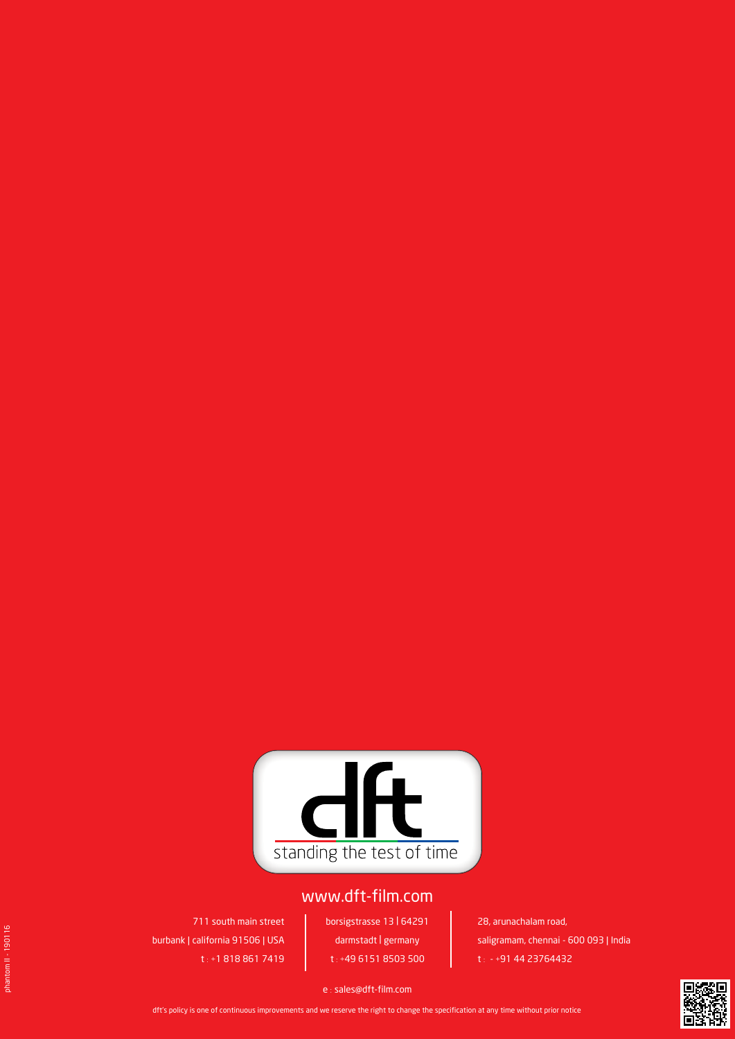dft

standing the test of time

www.dft-film.com

711 south main street
burbank | california 91506 | USA
t : +1 818 861 7419

borsigstrasse 13 | 64291
darmstadt | germany
t : +49 6151 8503 500

28, arunachalam road,
saligramam, chennai - 600 093 | India
t : - +91 44 23764432

e : sales@dft-film.com

dft's policy is one of continuous improvements and we reserve the right to change the specification at any time without prior notice

phantom II - 190116